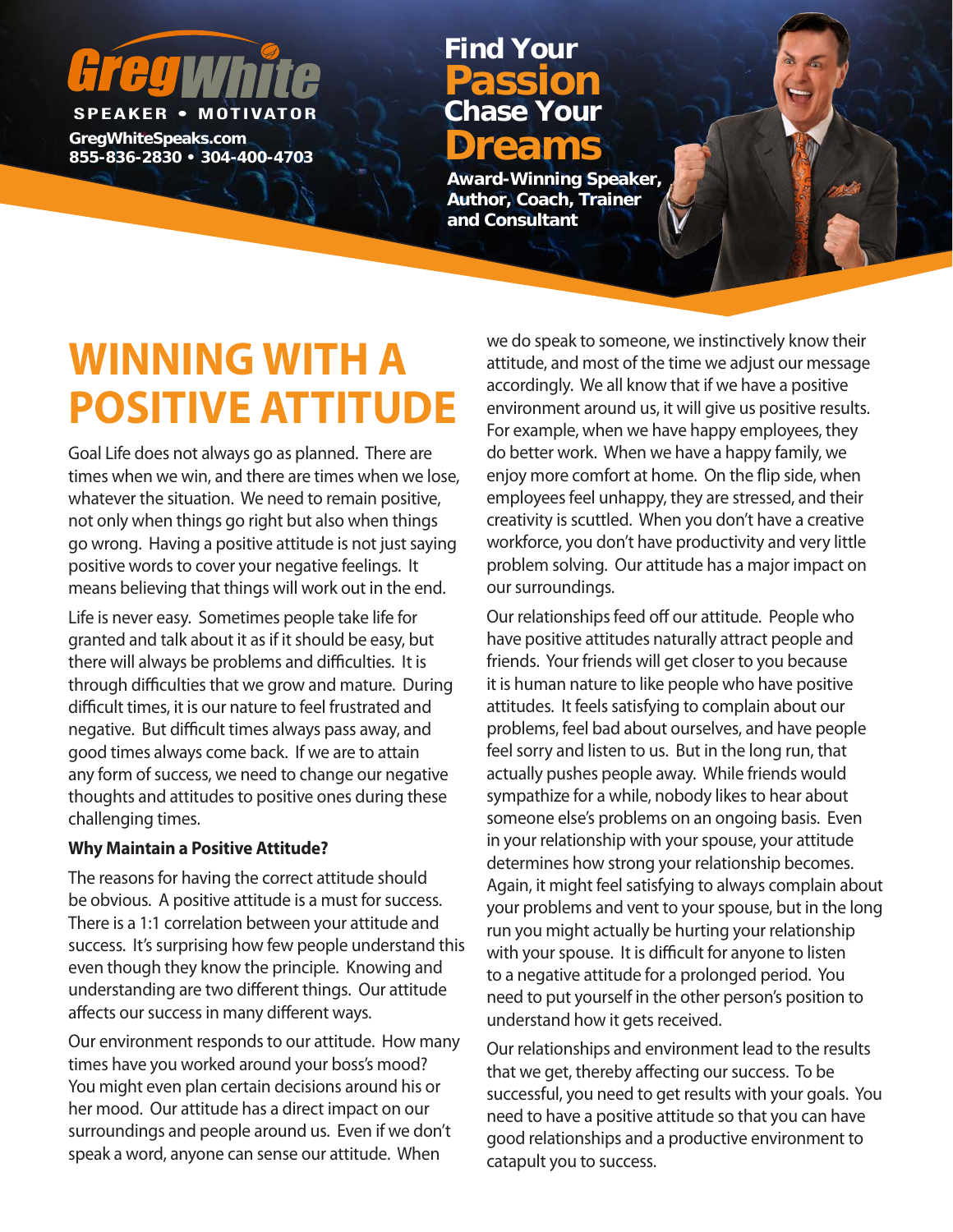**GregWhite**
SPEAKER • MOTIVATOR
GregWhiteSpeaks.com
855-836-2830 • 304-400-4703

**Find Your Passion Chase Your Dreams**

**Award-Winning Speaker, Author, Coach, Trainer and Consultant**

# WINNING WITH A POSITIVE ATTITUDE

Goal Life does not always go as planned. There are times when we win, and there are times when we lose, whatever the situation. We need to remain positive, not only when things go right but also when things go wrong. Having a positive attitude is not just saying positive words to cover your negative feelings. It means believing that things will work out in the end.

Life is never easy. Sometimes people take life for granted and talk about it as if it should be easy, but there will always be problems and difficulties. It is through difficulties that we grow and mature. During difficult times, it is our nature to feel frustrated and negative. But difficult times always pass away, and good times always come back. If we are to attain any form of success, we need to change our negative thoughts and attitudes to positive ones during these challenging times.

### Why Maintain a Positive Attitude?

The reasons for having the correct attitude should be obvious. A positive attitude is a must for success. There is a 1:1 correlation between your attitude and success. It's surprising how few people understand this even though they know the principle. Knowing and understanding are two different things. Our attitude affects our success in many different ways.

Our environment responds to our attitude. How many times have you worked around your boss's mood? You might even plan certain decisions around his or her mood. Our attitude has a direct impact on our surroundings and people around us. Even if we don't speak a word, anyone can sense our attitude. When we do speak to someone, we instinctively know their attitude, and most of the time we adjust our message accordingly. We all know that if we have a positive environment around us, it will give us positive results. For example, when we have happy employees, they do better work. When we have a happy family, we enjoy more comfort at home. On the flip side, when employees feel unhappy, they are stressed, and their creativity is scuttled. When you don't have a creative workforce, you don't have productivity and very little problem solving. Our attitude has a major impact on our surroundings.

Our relationships feed off our attitude. People who have positive attitudes naturally attract people and friends. Your friends will get closer to you because it is human nature to like people who have positive attitudes. It feels satisfying to complain about our problems, feel bad about ourselves, and have people feel sorry and listen to us. But in the long run, that actually pushes people away. While friends would sympathize for a while, nobody likes to hear about someone else's problems on an ongoing basis. Even in your relationship with your spouse, your attitude determines how strong your relationship becomes. Again, it might feel satisfying to always complain about your problems and vent to your spouse, but in the long run you might actually be hurting your relationship with your spouse. It is difficult for anyone to listen to a negative attitude for a prolonged period. You need to put yourself in the other person's position to understand how it gets received.

Our relationships and environment lead to the results that we get, thereby affecting our success. To be successful, you need to get results with your goals. You need to have a positive attitude so that you can have good relationships and a productive environment to catapult you to success.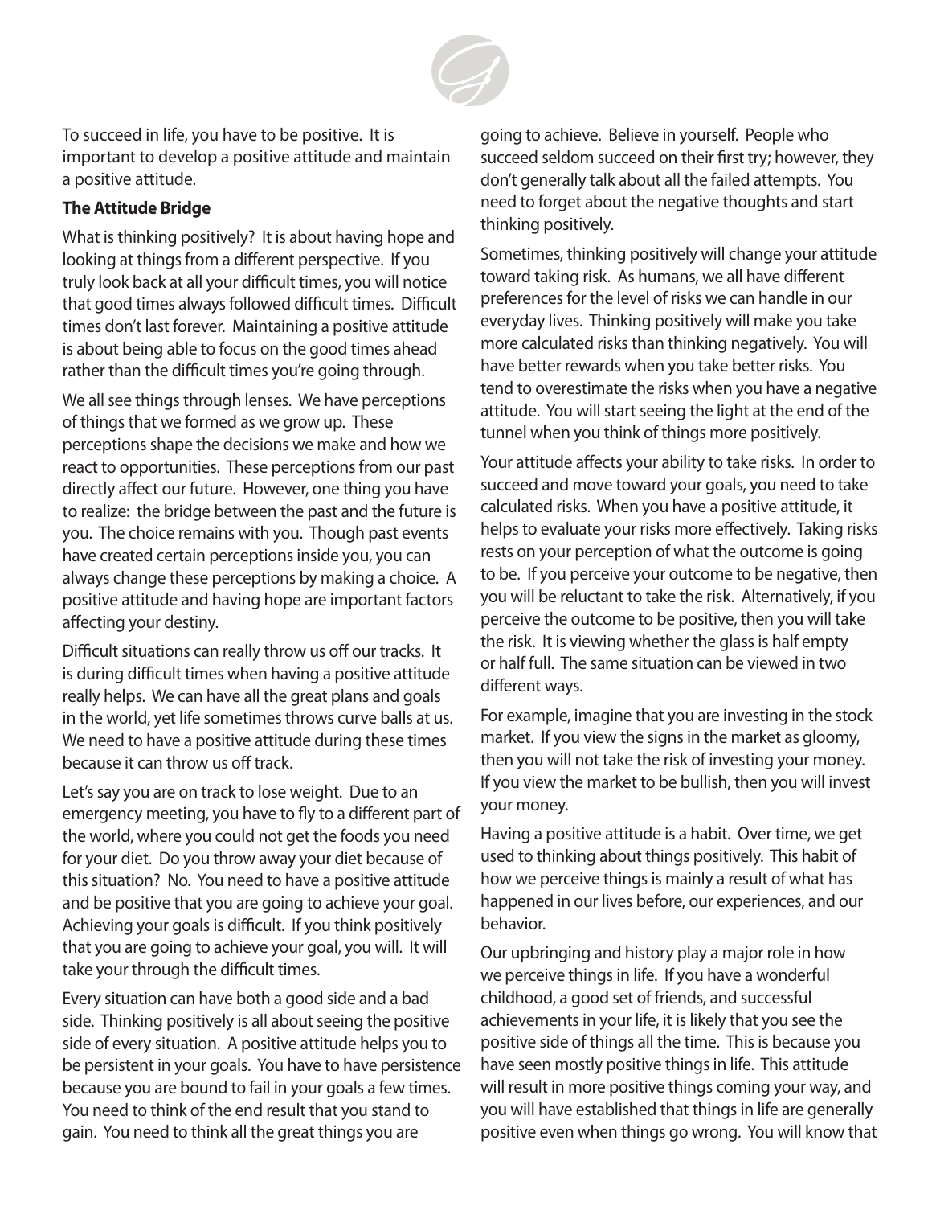To succeed in life, you have to be positive. It is important to develop a positive attitude and maintain a positive attitude.

**The Attitude Bridge**

What is thinking positively? It is about having hope and looking at things from a different perspective. If you truly look back at all your difficult times, you will notice that good times always followed difficult times. Difficult times don't last forever. Maintaining a positive attitude is about being able to focus on the good times ahead rather than the difficult times you're going through.

We all see things through lenses. We have perceptions of things that we formed as we grow up. These perceptions shape the decisions we make and how we react to opportunities. These perceptions from our past directly affect our future. However, one thing you have to realize: the bridge between the past and the future is you. The choice remains with you. Though past events have created certain perceptions inside you, you can always change these perceptions by making a choice. A positive attitude and having hope are important factors affecting your destiny.

Difficult situations can really throw us off our tracks. It is during difficult times when having a positive attitude really helps. We can have all the great plans and goals in the world, yet life sometimes throws curve balls at us. We need to have a positive attitude during these times because it can throw us off track.

Let's say you are on track to lose weight. Due to an emergency meeting, you have to fly to a different part of the world, where you could not get the foods you need for your diet. Do you throw away your diet because of this situation? No. You need to have a positive attitude and be positive that you are going to achieve your goal. Achieving your goals is difficult. If you think positively that you are going to achieve your goal, you will. It will take your through the difficult times.

Every situation can have both a good side and a bad side. Thinking positively is all about seeing the positive side of every situation. A positive attitude helps you to be persistent in your goals. You have to have persistence because you are bound to fail in your goals a few times. You need to think of the end result that you stand to gain. You need to think all the great things you are going to achieve. Believe in yourself. People who succeed seldom succeed on their first try; however, they don't generally talk about all the failed attempts. You need to forget about the negative thoughts and start thinking positively.

Sometimes, thinking positively will change your attitude toward taking risk. As humans, we all have different preferences for the level of risks we can handle in our everyday lives. Thinking positively will make you take more calculated risks than thinking negatively. You will have better rewards when you take better risks. You tend to overestimate the risks when you have a negative attitude. You will start seeing the light at the end of the tunnel when you think of things more positively.

Your attitude affects your ability to take risks. In order to succeed and move toward your goals, you need to take calculated risks. When you have a positive attitude, it helps to evaluate your risks more effectively. Taking risks rests on your perception of what the outcome is going to be. If you perceive your outcome to be negative, then you will be reluctant to take the risk. Alternatively, if you perceive the outcome to be positive, then you will take the risk. It is viewing whether the glass is half empty or half full. The same situation can be viewed in two different ways.

For example, imagine that you are investing in the stock market. If you view the signs in the market as gloomy, then you will not take the risk of investing your money. If you view the market to be bullish, then you will invest your money.

Having a positive attitude is a habit. Over time, we get used to thinking about things positively. This habit of how we perceive things is mainly a result of what has happened in our lives before, our experiences, and our behavior.

Our upbringing and history play a major role in how we perceive things in life. If you have a wonderful childhood, a good set of friends, and successful achievements in your life, it is likely that you see the positive side of things all the time. This is because you have seen mostly positive things in life. This attitude will result in more positive things coming your way, and you will have established that things in life are generally positive even when things go wrong. You will know that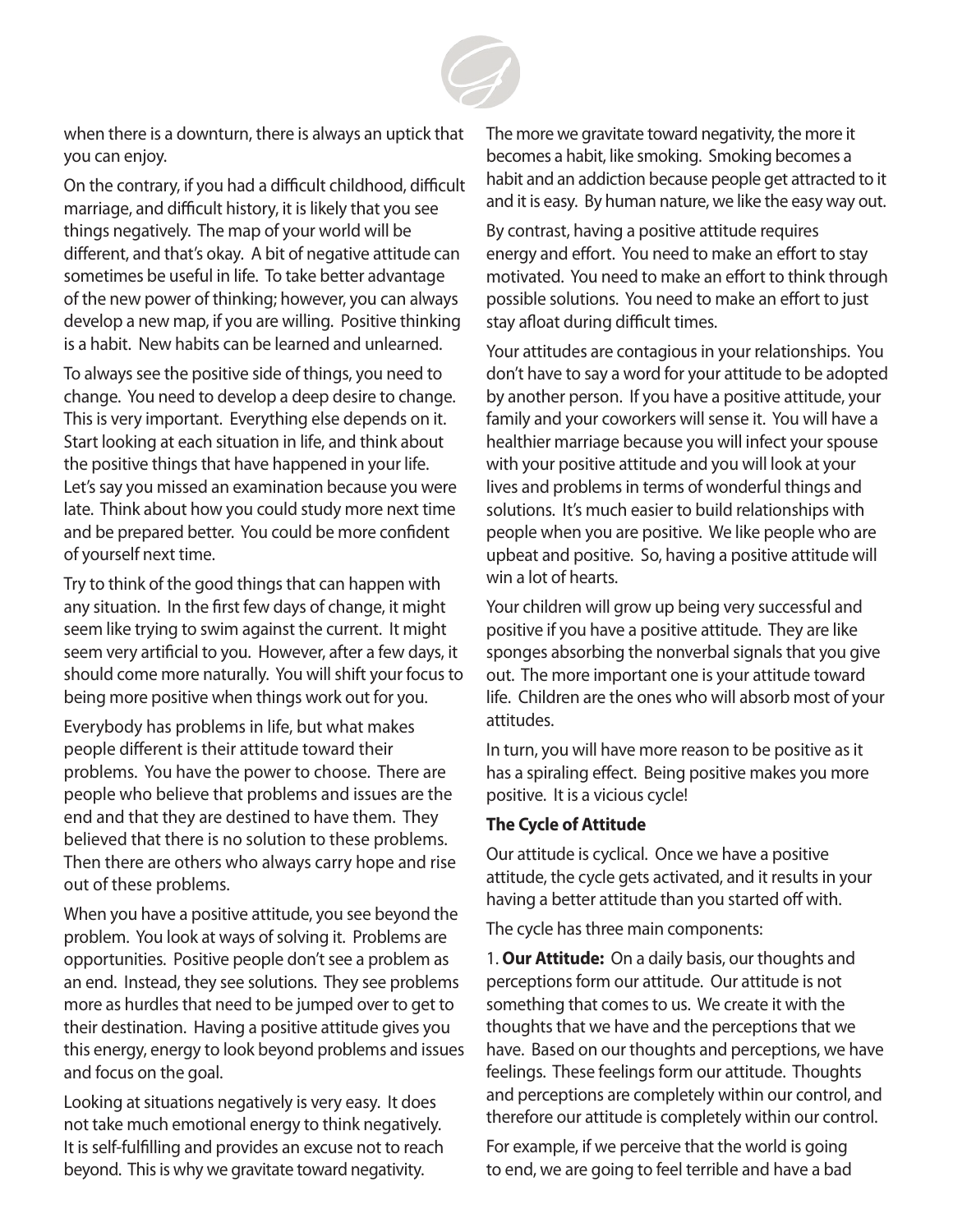when there is a downturn, there is always an uptick that you can enjoy.

On the contrary, if you had a difficult childhood, difficult marriage, and difficult history, it is likely that you see things negatively. The map of your world will be different, and that's okay. A bit of negative attitude can sometimes be useful in life. To take better advantage of the new power of thinking; however, you can always develop a new map, if you are willing. Positive thinking is a habit. New habits can be learned and unlearned.

To always see the positive side of things, you need to change. You need to develop a deep desire to change. This is very important. Everything else depends on it. Start looking at each situation in life, and think about the positive things that have happened in your life. Let's say you missed an examination because you were late. Think about how you could study more next time and be prepared better. You could be more confident of yourself next time.

Try to think of the good things that can happen with any situation. In the first few days of change, it might seem like trying to swim against the current. It might seem very artificial to you. However, after a few days, it should come more naturally. You will shift your focus to being more positive when things work out for you.

Everybody has problems in life, but what makes people different is their attitude toward their problems. You have the power to choose. There are people who believe that problems and issues are the end and that they are destined to have them. They believed that there is no solution to these problems. Then there are others who always carry hope and rise out of these problems.

When you have a positive attitude, you see beyond the problem. You look at ways of solving it. Problems are opportunities. Positive people don't see a problem as an end. Instead, they see solutions. They see problems more as hurdles that need to be jumped over to get to their destination. Having a positive attitude gives you this energy, energy to look beyond problems and issues and focus on the goal.

Looking at situations negatively is very easy. It does not take much emotional energy to think negatively. It is self-fulfilling and provides an excuse not to reach beyond. This is why we gravitate toward negativity.

The more we gravitate toward negativity, the more it becomes a habit, like smoking. Smoking becomes a habit and an addiction because people get attracted to it and it is easy. By human nature, we like the easy way out.

By contrast, having a positive attitude requires energy and effort. You need to make an effort to stay motivated. You need to make an effort to think through possible solutions. You need to make an effort to just stay afloat during difficult times.

Your attitudes are contagious in your relationships. You don't have to say a word for your attitude to be adopted by another person. If you have a positive attitude, your family and your coworkers will sense it. You will have a healthier marriage because you will infect your spouse with your positive attitude and you will look at your lives and problems in terms of wonderful things and solutions. It's much easier to build relationships with people when you are positive. We like people who are upbeat and positive. So, having a positive attitude will win a lot of hearts.

Your children will grow up being very successful and positive if you have a positive attitude. They are like sponges absorbing the nonverbal signals that you give out. The more important one is your attitude toward life. Children are the ones who will absorb most of your attitudes.

In turn, you will have more reason to be positive as it has a spiraling effect. Being positive makes you more positive. It is a vicious cycle!

**The Cycle of Attitude**

Our attitude is cyclical. Once we have a positive attitude, the cycle gets activated, and it results in your having a better attitude than you started off with.

The cycle has three main components:

1. **Our Attitude:** On a daily basis, our thoughts and perceptions form our attitude. Our attitude is not something that comes to us. We create it with the thoughts that we have and the perceptions that we have. Based on our thoughts and perceptions, we have feelings. These feelings form our attitude. Thoughts and perceptions are completely within our control, and therefore our attitude is completely within our control.

For example, if we perceive that the world is going to end, we are going to feel terrible and have a bad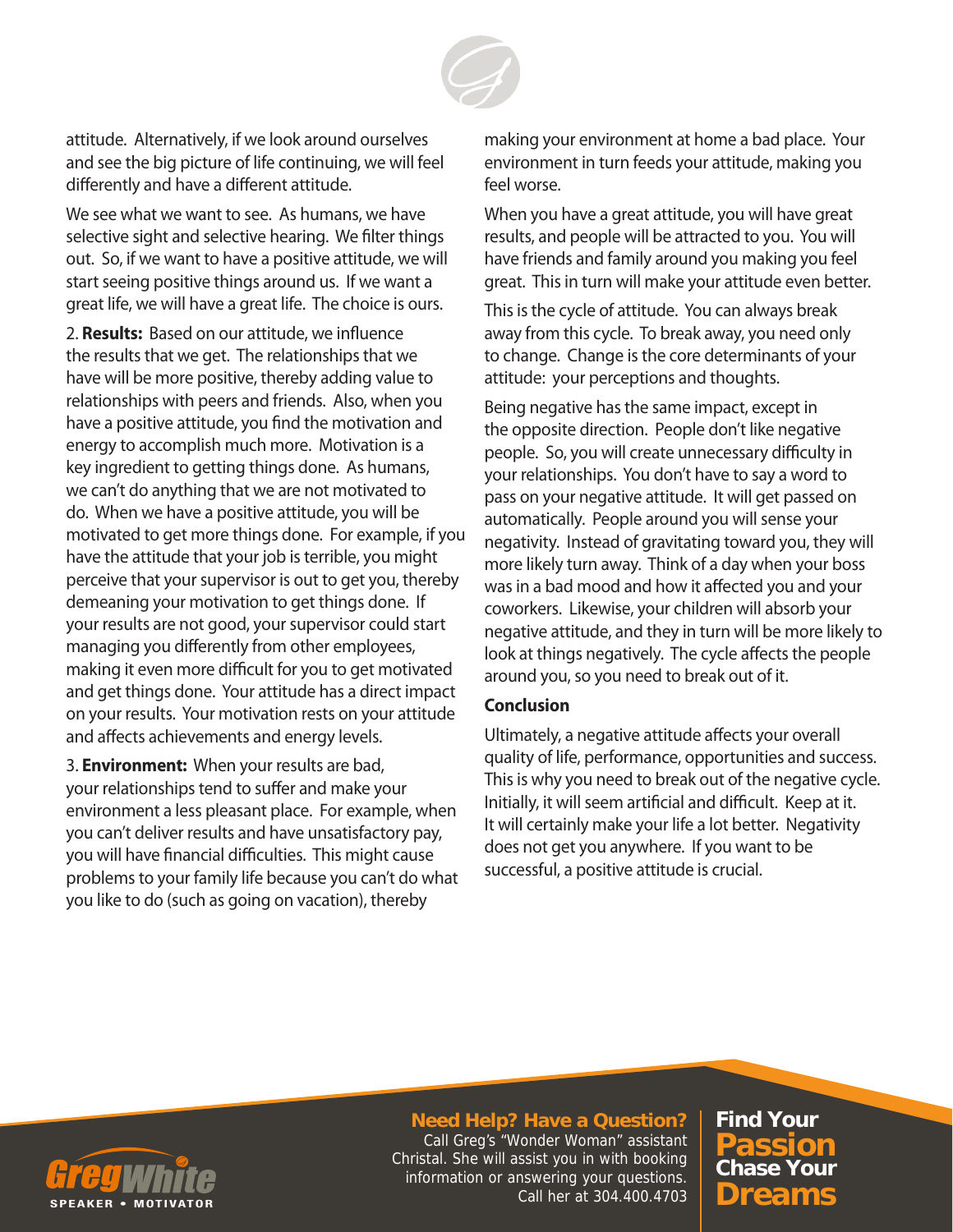attitude. Alternatively, if we look around ourselves and see the big picture of life continuing, we will feel differently and have a different attitude.

We see what we want to see. As humans, we have selective sight and selective hearing. We filter things out. So, if we want to have a positive attitude, we will start seeing positive things around us. If we want a great life, we will have a great life. The choice is ours.

2. **Results:** Based on our attitude, we influence the results that we get. The relationships that we have will be more positive, thereby adding value to relationships with peers and friends. Also, when you have a positive attitude, you find the motivation and energy to accomplish much more. Motivation is a key ingredient to getting things done. As humans, we can't do anything that we are not motivated to do. When we have a positive attitude, you will be motivated to get more things done. For example, if you have the attitude that your job is terrible, you might perceive that your supervisor is out to get you, thereby demeaning your motivation to get things done. If your results are not good, your supervisor could start managing you differently from other employees, making it even more difficult for you to get motivated and get things done. Your attitude has a direct impact on your results. Your motivation rests on your attitude and affects achievements and energy levels.

3. **Environment:** When your results are bad, your relationships tend to suffer and make your environment a less pleasant place. For example, when you can't deliver results and have unsatisfactory pay, you will have financial difficulties. This might cause problems to your family life because you can't do what you like to do (such as going on vacation), thereby making your environment at home a bad place. Your environment in turn feeds your attitude, making you feel worse.

When you have a great attitude, you will have great results, and people will be attracted to you. You will have friends and family around you making you feel great. This in turn will make your attitude even better.

This is the cycle of attitude. You can always break away from this cycle. To break away, you need only to change. Change is the core determinants of your attitude: your perceptions and thoughts.

Being negative has the same impact, except in the opposite direction. People don't like negative people. So, you will create unnecessary difficulty in your relationships. You don't have to say a word to pass on your negative attitude. It will get passed on automatically. People around you will sense your negativity. Instead of gravitating toward you, they will more likely turn away. Think of a day when your boss was in a bad mood and how it affected you and your coworkers. Likewise, your children will absorb your negative attitude, and they in turn will be more likely to look at things negatively. The cycle affects the people around you, so you need to break out of it.

**Conclusion**

Ultimately, a negative attitude affects your overall quality of life, performance, opportunities and success. This is why you need to break out of the negative cycle. Initially, it will seem artificial and difficult. Keep at it. It will certainly make your life a lot better. Negativity does not get you anywhere. If you want to be successful, a positive attitude is crucial.

**Need Help? Have a Question?**
Call Greg's "Wonder Woman" assistant Christal. She will assist you in with booking information or answering your questions. Call her at 304.400.4703

Greg White
SPEAKER • MOTIVATOR

**Find Your Passion Chase Your Dreams**